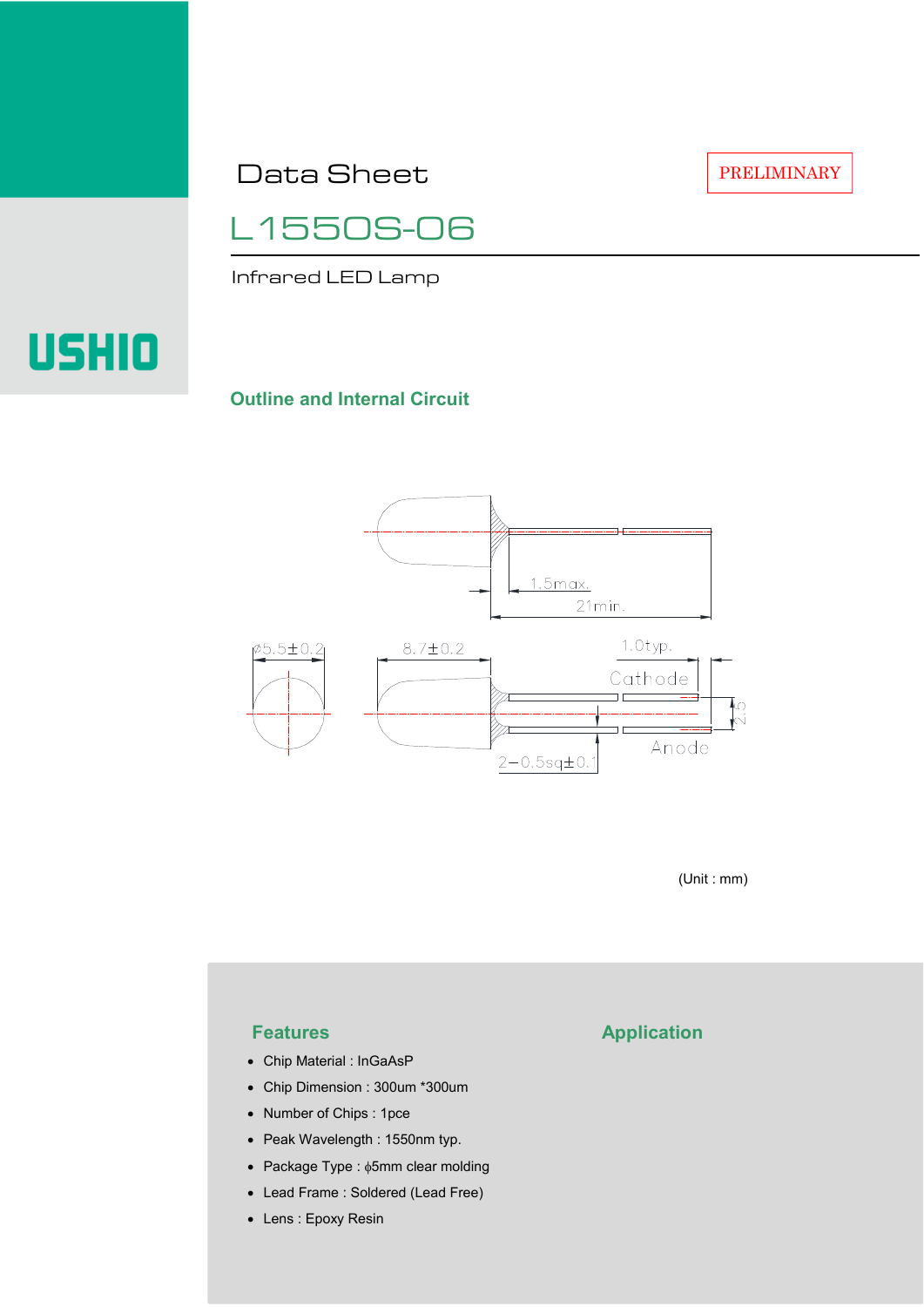PRELIMINARY

# Data Sheet

# L1550S-06

Infrared LED Lamp

USHIO

## Outline and Internal Circuit

1.5max.

21min.

ϕ5.5±0.2

8.7±0.2

1.0typ.

Cathode

Anode

2.5

2−0.5sq±0.1

(Unit : mm)

## Features

- Chip Material : InGaAsP
- Chip Dimension : 300um *300um
- Number of Chips : 1pce
- Peak Wavelength : 1550nm typ.
- Package Type : ϕ5mm clear molding
- Lead Frame : Soldered (Lead Free)
- Lens : Epoxy Resin

## Application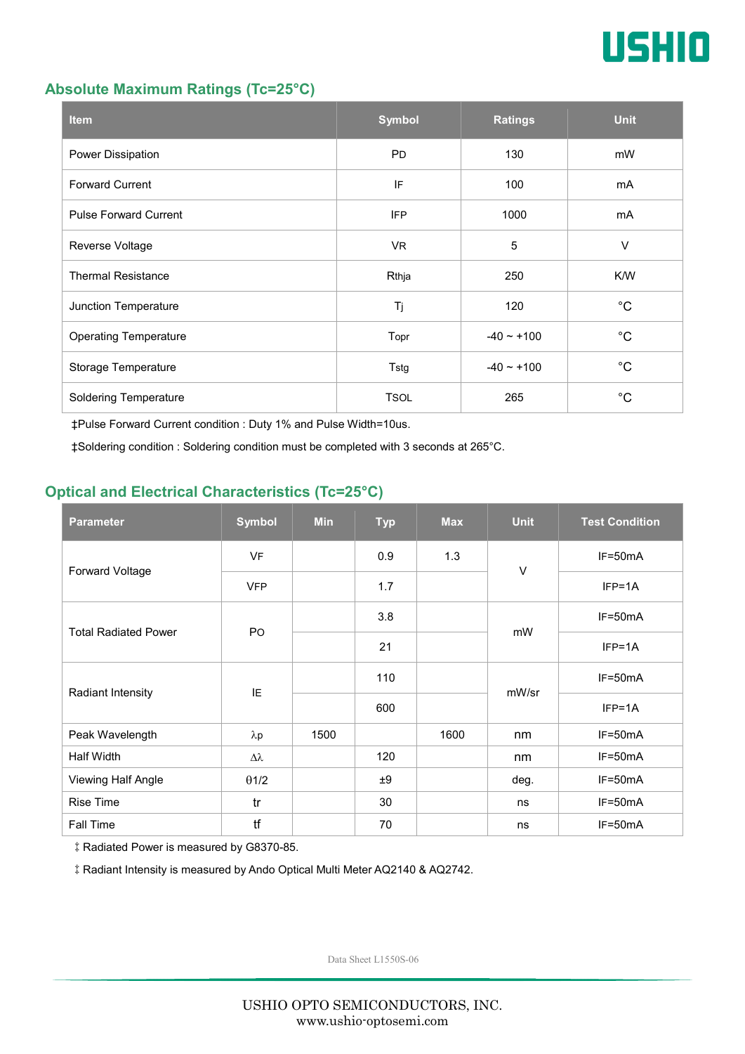## Absolute Maximum Ratings (Tc=25°C)

| Item | Symbol | Ratings | Unit |
|---|---|---|---|
| Power Dissipation | PD | 130 | mW |
| Forward Current | IF | 100 | mA |
| Pulse Forward Current | IFP | 1000 | mA |
| Reverse Voltage | VR | 5 | V |
| Thermal Resistance | Rthja | 250 | K/W |
| Junction Temperature | Tj | 120 | °C |
| Operating Temperature | Topr | -40 ~ +100 | °C |
| Storage Temperature | Tstg | -40 ~ +100 | °C |
| Soldering Temperature | TSOL | 265 | °C |

‡Pulse Forward Current condition : Duty 1% and Pulse Width=10us.

‡Soldering condition : Soldering condition must be completed with 3 seconds at 265°C.

## Optical and Electrical Characteristics (Tc=25°C)

| Parameter | Symbol | Min | Typ | Max | Unit | Test Condition |
|---|---|---|---|---|---|---|
| Forward Voltage | VF | | 0.9 | 1.3 | V | IF=50mA |
| | VFP | | 1.7 | | | IFP=1A |
| Total Radiated Power | PO | | 3.8 | | mW | IF=50mA |
| | | | 21 | | | IFP=1A |
| Radiant Intensity | IE | | 110 | | mW/sr | IF=50mA |
| | | | 600 | | | IFP=1A |
| Peak Wavelength | $\lambda p$ | 1500 | | 1600 | nm | IF=50mA |
| Half Width | $\Delta\lambda$ | | 120 | | nm | IF=50mA |
| Viewing Half Angle | $\theta 1/2$ | | ±9 | | deg. | IF=50mA |
| Rise Time | tr | | 30 | | ns | IF=50mA |
| Fall Time | tf | | 70 | | ns | IF=50mA |

‡ Radiated Power is measured by G8370-85.

‡ Radiant Intensity is measured by Ando Optical Multi Meter AQ2140 & AQ2742.

Data Sheet L1550S-06

USHIO OPTO SEMICONDUCTORS, INC.
www.ushio-optosemi.com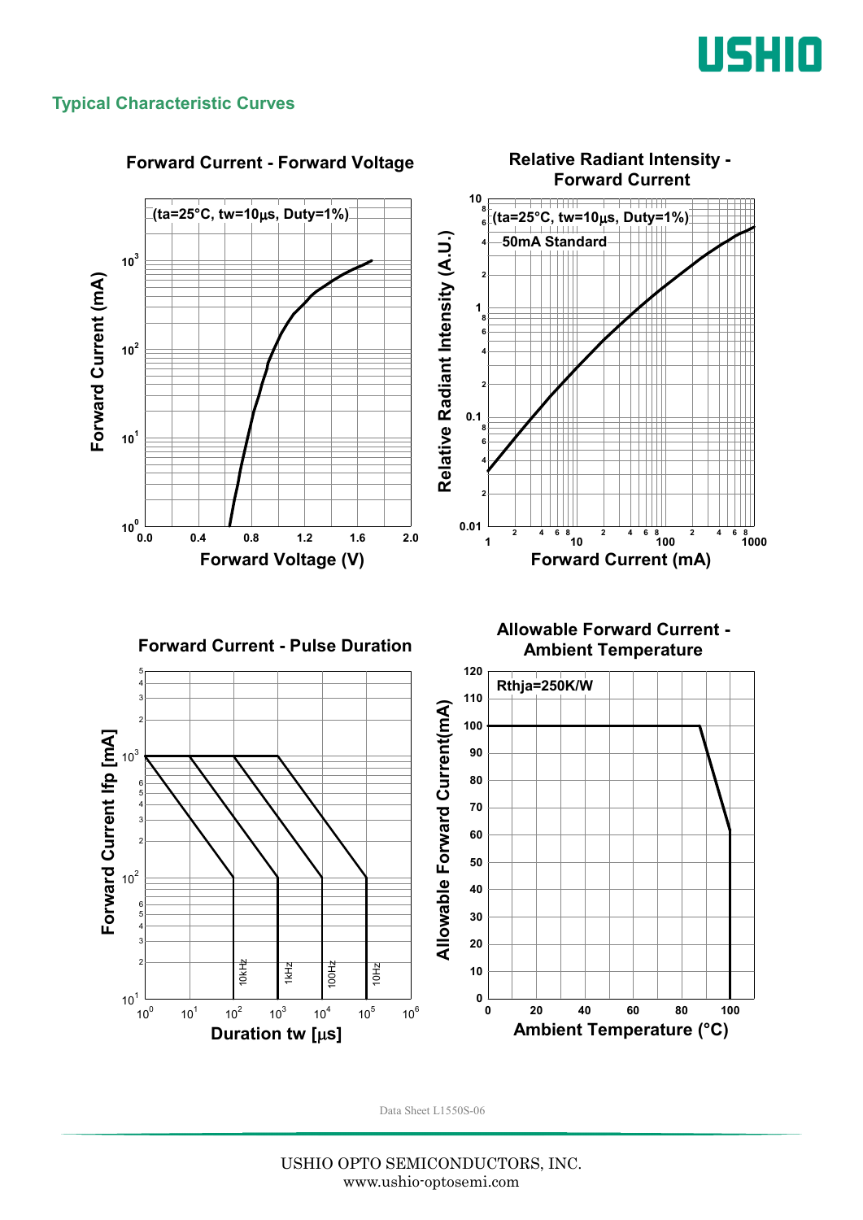## Typical Characteristic Curves

### Forward Current - Forward Voltage

(ta=25°C, tw=10μs, Duty=1%)

Forward Current (mA) vs. Forward Voltage (V)

### Relative Radiant Intensity - Forward Current

(ta=25°C, tw=10μs, Duty=1%)

50mA Standard

Relative Radiant Intensity (A.U.) vs. Forward Current (mA)

### Forward Current - Pulse Duration

Forward Current Ifp [mA] vs. Duration tw [μs]

10kHz, 1kHz, 100Hz, 10Hz

### Allowable Forward Current - Ambient Temperature

Rthja=250K/W

Allowable Forward Current(mA) vs. Ambient Temperature (°C)

Data Sheet L1550S-06

USHIO OPTO SEMICONDUCTORS, INC.
www.ushio-optosemi.com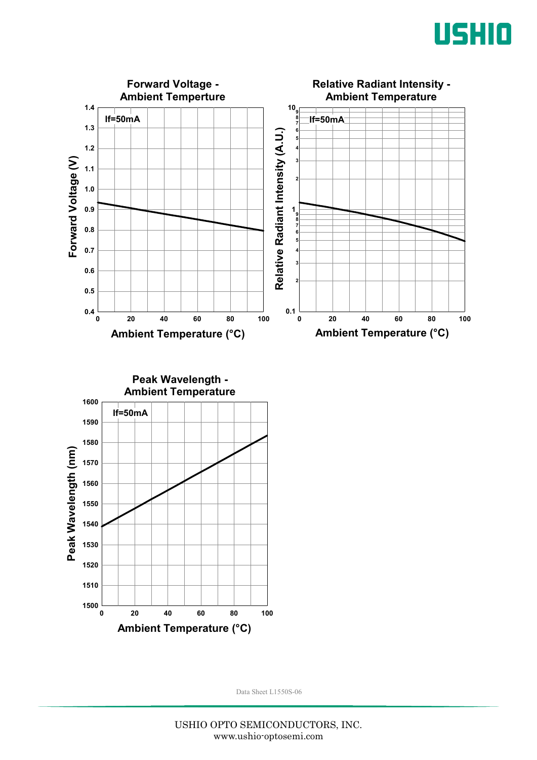**Forward Voltage - Ambient Temperture**

If=50mA

Forward Voltage (V)

Ambient Temperature (°C)

**Relative Radiant Intensity - Ambient Temperature**

If=50mA

Relative Radiant Intensity (A.U.)

Ambient Temperature (°C)

**Peak Wavelength - Ambient Temperature**

If=50mA

Peak Wavelength (nm)

Ambient Temperature (°C)

Data Sheet L1550S-06

USHIO OPTO SEMICONDUCTORS, INC.
www.ushio-optosemi.com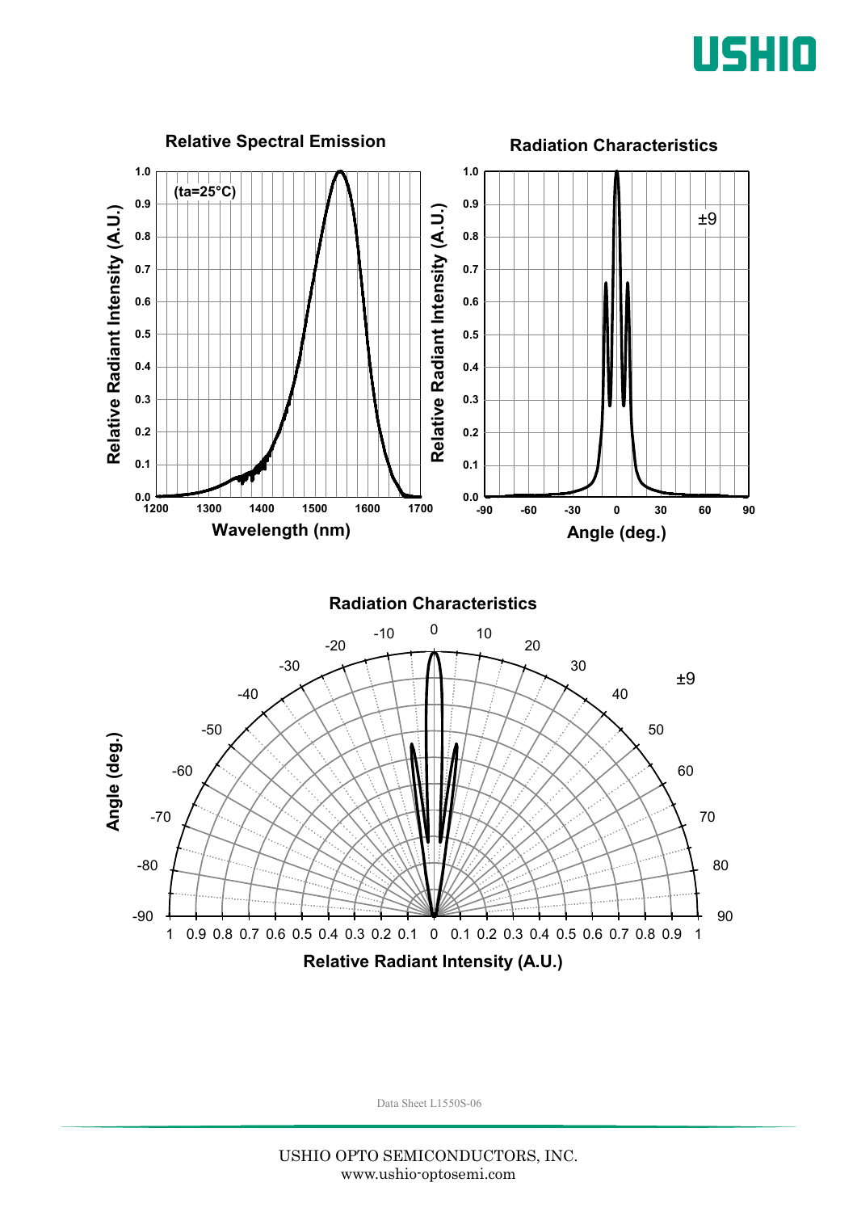### Relative Spectral Emission

(ta=25°C)

Relative Radiant Intensity (A.U.) vs. Wavelength (nm)

### Radiation Characteristics

±9

Relative Radiant Intensity (A.U.) vs. Angle (deg.)

### Radiation Characteristics

±9

Angle (deg.) vs. Relative Radiant Intensity (A.U.)

Data Sheet L1550S-06

USHIO OPTO SEMICONDUCTORS, INC.
www.ushio-optosemi.com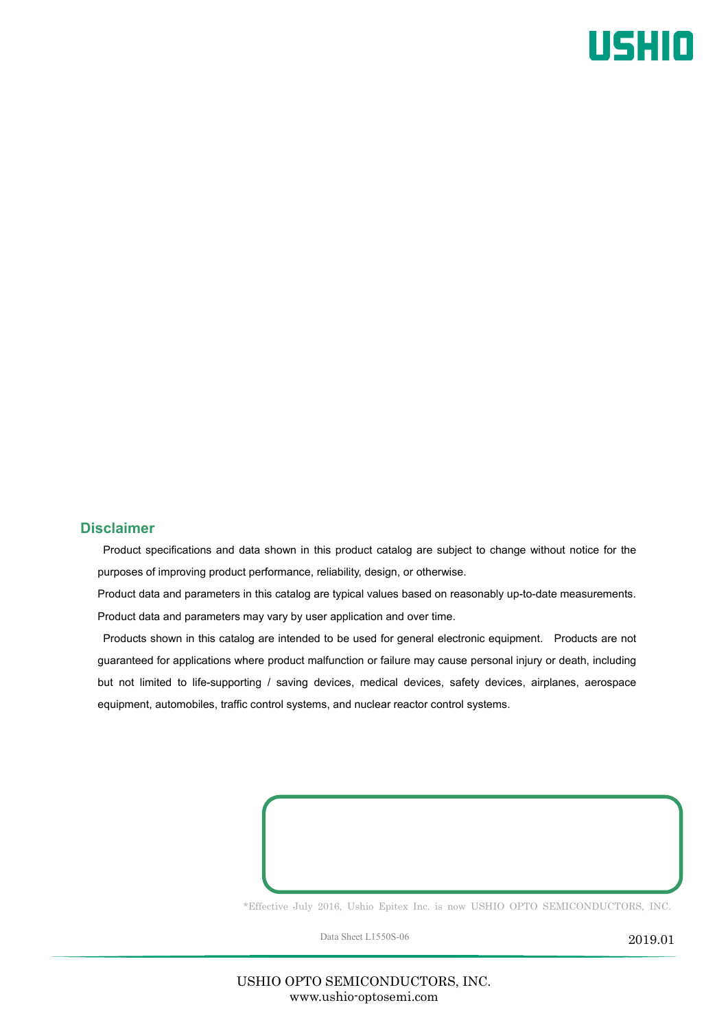## Disclaimer

Product specifications and data shown in this product catalog are subject to change without notice for the purposes of improving product performance, reliability, design, or otherwise.

Product data and parameters in this catalog are typical values based on reasonably up-to-date measurements. Product data and parameters may vary by user application and over time.

Products shown in this catalog are intended to be used for general electronic equipment. Products are not guaranteed for applications where product malfunction or failure may cause personal injury or death, including but not limited to life-supporting / saving devices, medical devices, safety devices, airplanes, aerospace equipment, automobiles, traffic control systems, and nuclear reactor control systems.

*Effective July 2016, Ushio Epitex Inc. is now USHIO OPTO SEMICONDUCTORS, INC.

Data Sheet L1550S-06

2019.01

USHIO OPTO SEMICONDUCTORS, INC.
www.ushio-optosemi.com